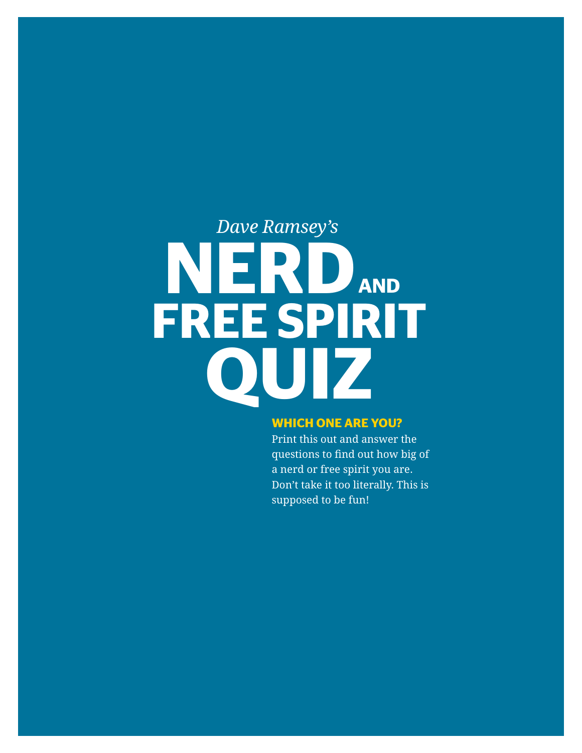*Dave Ramsey's*

# NERD AND FREE SPIRIT QUIZ

**WHICH ONE ARE YOU?**

Print this out and answer the questions to find out how big of a nerd or free spirit you are. Don't take it too literally. This is supposed to be fun!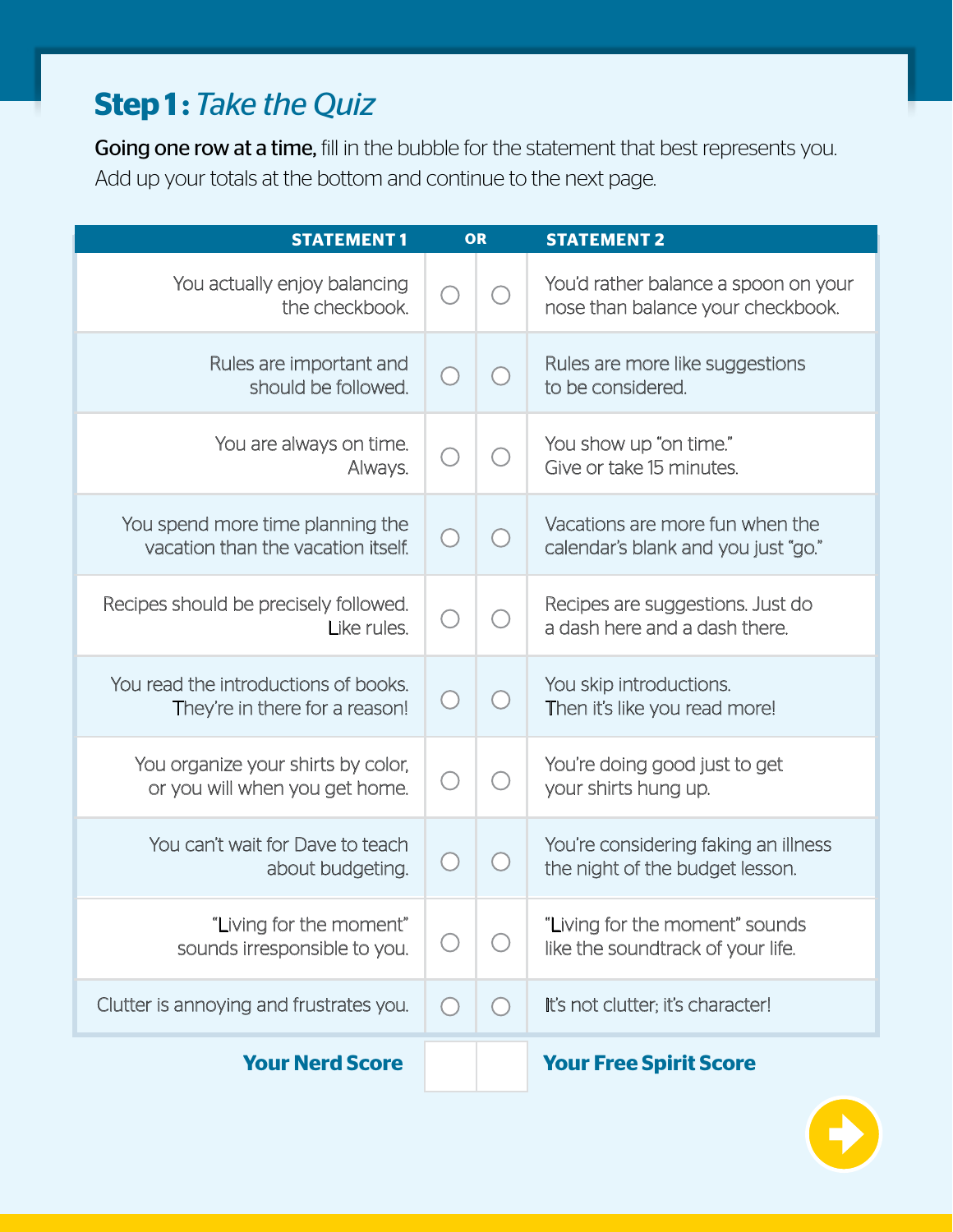## **Step 1:** *Take the Quiz*

**Going one row at a time,** fill in the bubble for the statement that best represents you. Add up your totals at the bottom and continue to the next page.

| STATEMENT 1 | OR | | STATEMENT 2 |
|---|---|---|---|
| You actually enjoy balancing the checkbook. | ○ | ○ | You'd rather balance a spoon on your nose than balance your checkbook. |
| Rules are important and should be followed. | ○ | ○ | Rules are more like suggestions to be considered. |
| You are always on time. Always. | ○ | ○ | You show up "on time." Give or take 15 minutes. |
| You spend more time planning the vacation than the vacation itself. | ○ | ○ | Vacations are more fun when the calendar's blank and you just "go." |
| Recipes should be precisely followed. Like rules. | ○ | ○ | Recipes are suggestions. Just do a dash here and a dash there. |
| You read the introductions of books. They're in there for a reason! | ○ | ○ | You skip introductions. Then it's like you read more! |
| You organize your shirts by color, or you will when you get home. | ○ | ○ | You're doing good just to get your shirts hung up. |
| You can't wait for Dave to teach about budgeting. | ○ | ○ | You're considering faking an illness the night of the budget lesson. |
| "Living for the moment" sounds irresponsible to you. | ○ | ○ | "Living for the moment" sounds like the soundtrack of your life. |
| Clutter is annoying and frustrates you. | ○ | ○ | It's not clutter; it's character! |
| **Your Nerd Score** | | | **Your Free Spirit Score** |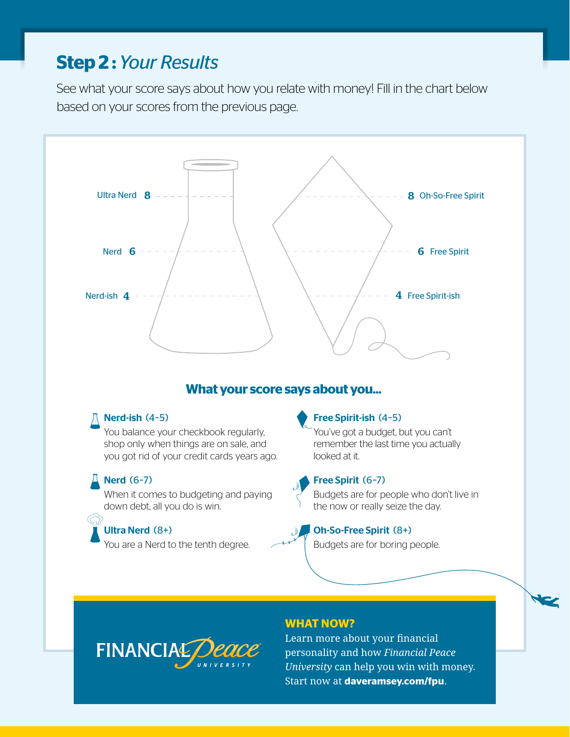## Step 2 : *Your Results*

See what your score says about how you relate with money! Fill in the chart below based on your scores from the previous page.

Ultra Nerd **8**

Nerd **6**

Nerd-ish **4**

**8** Oh-So-Free Spirit

**6** Free Spirit

**4** Free Spirit-ish

### What your score says about you...

**Nerd-ish** (4–5)
You balance your checkbook regularly, shop only when things are on sale, and you got rid of your credit cards years ago.

**Nerd** (6–7)
When it comes to budgeting and paying down debt, all you do is win.

**Ultra Nerd** (8+)
You are a Nerd to the tenth degree.

**Free Spirit-ish** (4–5)
You've got a budget, but you can't remember the last time you actually looked at it.

**Free Spirit** (6–7)
Budgets are for people who don't live in the now or really seize the day.

**Oh-So-Free Spirit** (8+)
Budgets are for boring people.

FINANCIAL *Peace* UNIVERSITY

**WHAT NOW?**

Learn more about your financial personality and how *Financial Peace University* can help you win with money. Start now at **daveramsey.com/fpu**.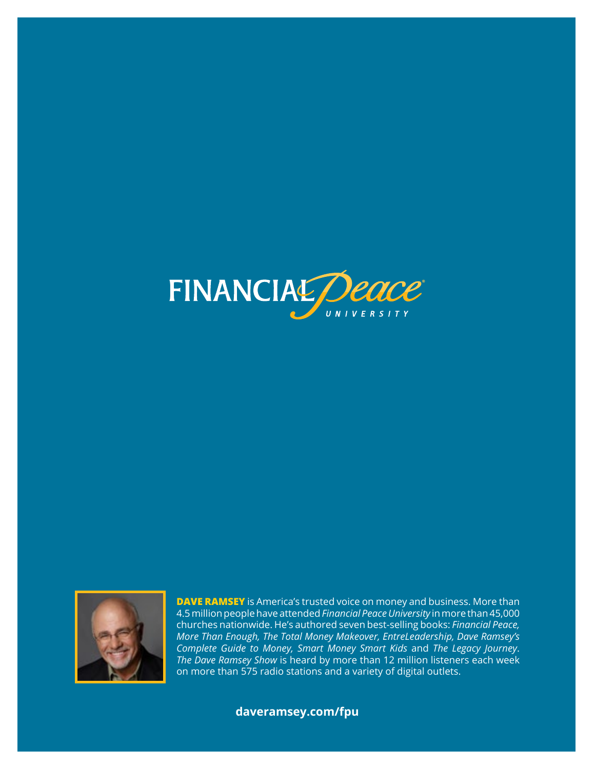FINANCIAL *Peace*® UNIVERSITY

**DAVE RAMSEY** is America's trusted voice on money and business. More than 4.5 million people have attended *Financial Peace University* in more than 45,000 churches nationwide. He's authored seven best-selling books: *Financial Peace, More Than Enough, The Total Money Makeover, EntreLeadership, Dave Ramsey's Complete Guide to Money, Smart Money Smart Kids* and *The Legacy Journey*. *The Dave Ramsey Show* is heard by more than 12 million listeners each week on more than 575 radio stations and a variety of digital outlets.

**daveramsey.com/fpu**